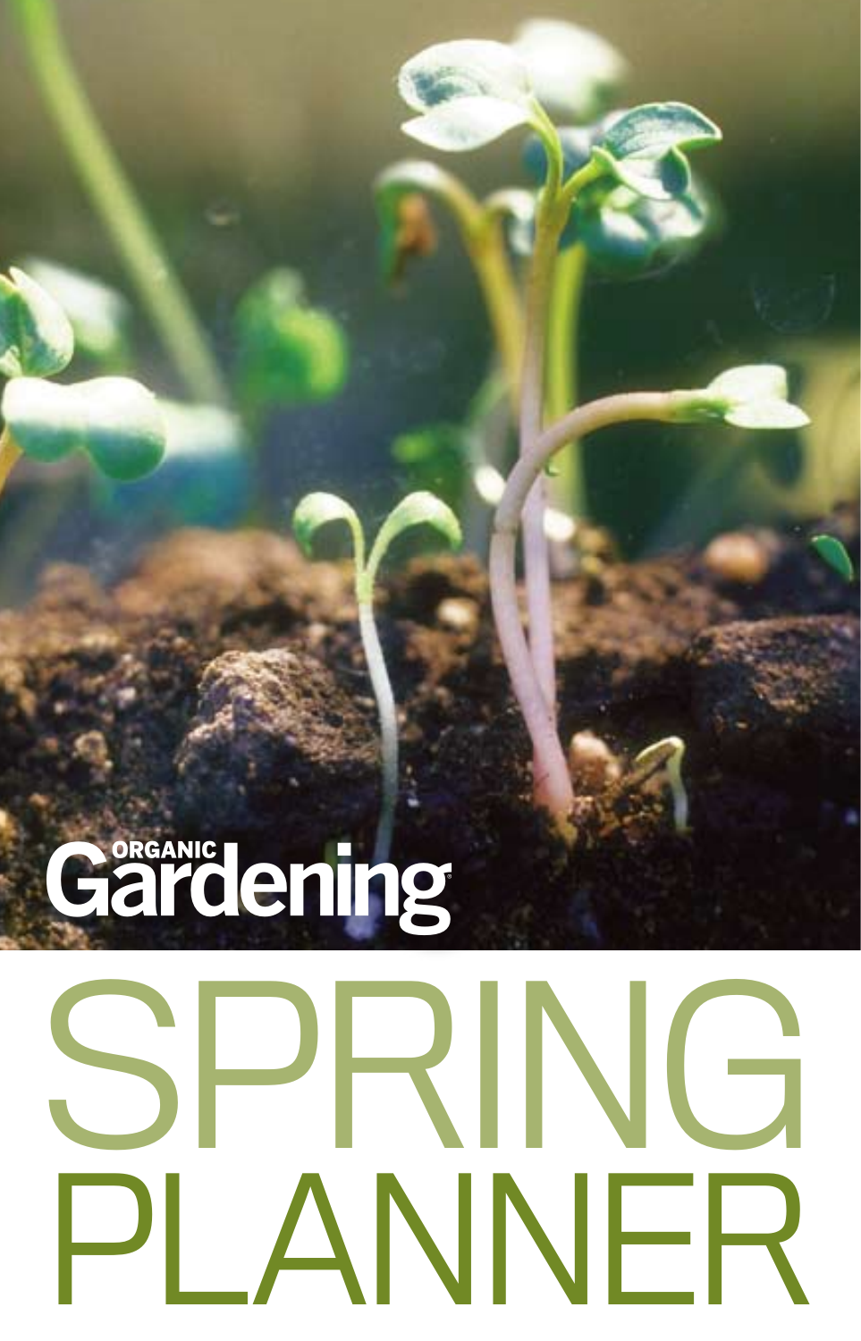ORGANIC Gardening

# SPRING PLANNER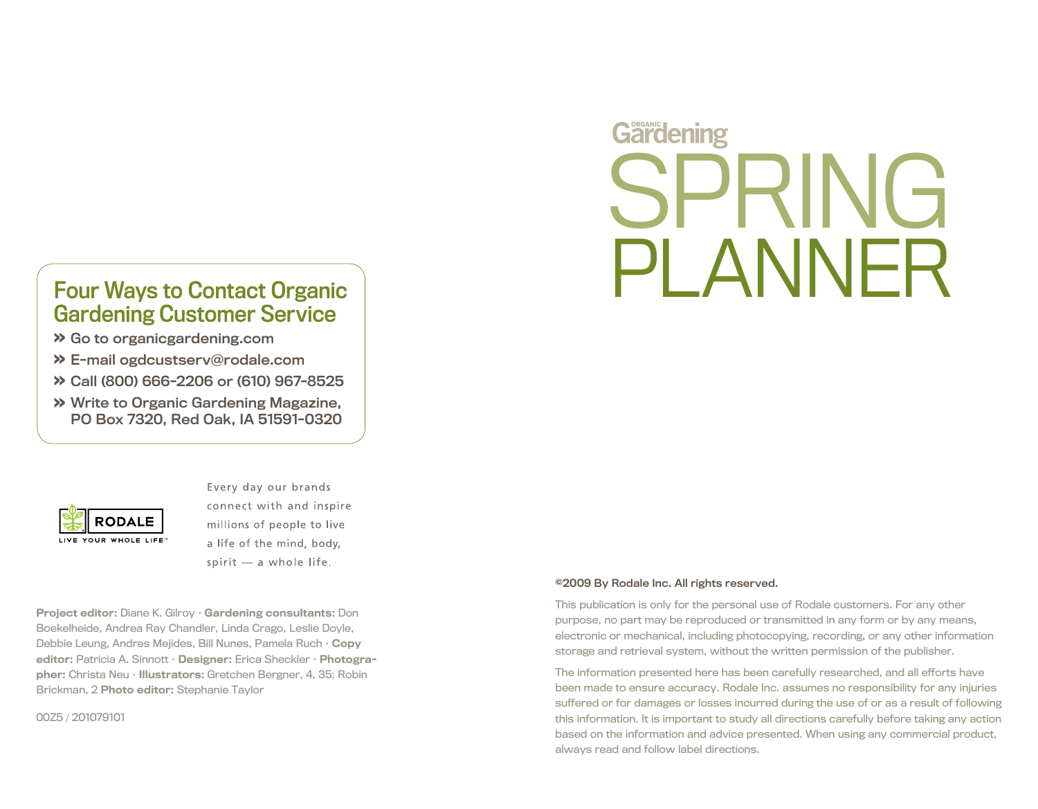# Organic Gardening SPRING PLANNER

## Four Ways to Contact Organic Gardening Customer Service

- » Go to organicgardening.com
- » E-mail ogdcustserv@rodale.com
- » Call (800) 666-2206 or (610) 967-8525
- » Write to Organic Gardening Magazine, PO Box 7320, Red Oak, IA 51591-0320

RODALE
LIVE YOUR WHOLE LIFE™

Every day our brands connect with and inspire millions of people to live a life of the mind, body, spirit — a whole life.

**Project editor:** Diane K. Gilroy · **Gardening consultants:** Don Boekelheide, Andrea Ray Chandler, Linda Crago, Leslie Doyle, Debbie Leung, Andres Mejides, Bill Nunes, Pamela Ruch · **Copy editor:** Patricia A. Sinnott · **Designer:** Erica Sheckler · **Photographer:** Christa Neu · **Illustrators:** Gretchen Bergner, 4, 35; Robin Brickman, 2 **Photo editor:** Stephanie Taylor

00Z5 / 201079101

**©2009 By Rodale Inc. All rights reserved.**

This publication is only for the personal use of Rodale customers. For any other purpose, no part may be reproduced or transmitted in any form or by any means, electronic or mechanical, including photocopying, recording, or any other information storage and retrieval system, without the written permission of the publisher.

The information presented here has been carefully researched, and all efforts have been made to ensure accuracy. Rodale Inc. assumes no responsibility for any injuries suffered or for damages or losses incurred during the use of or as a result of following this information. It is important to study all directions carefully before taking any action based on the information and advice presented. When using any commercial product, always read and follow label directions.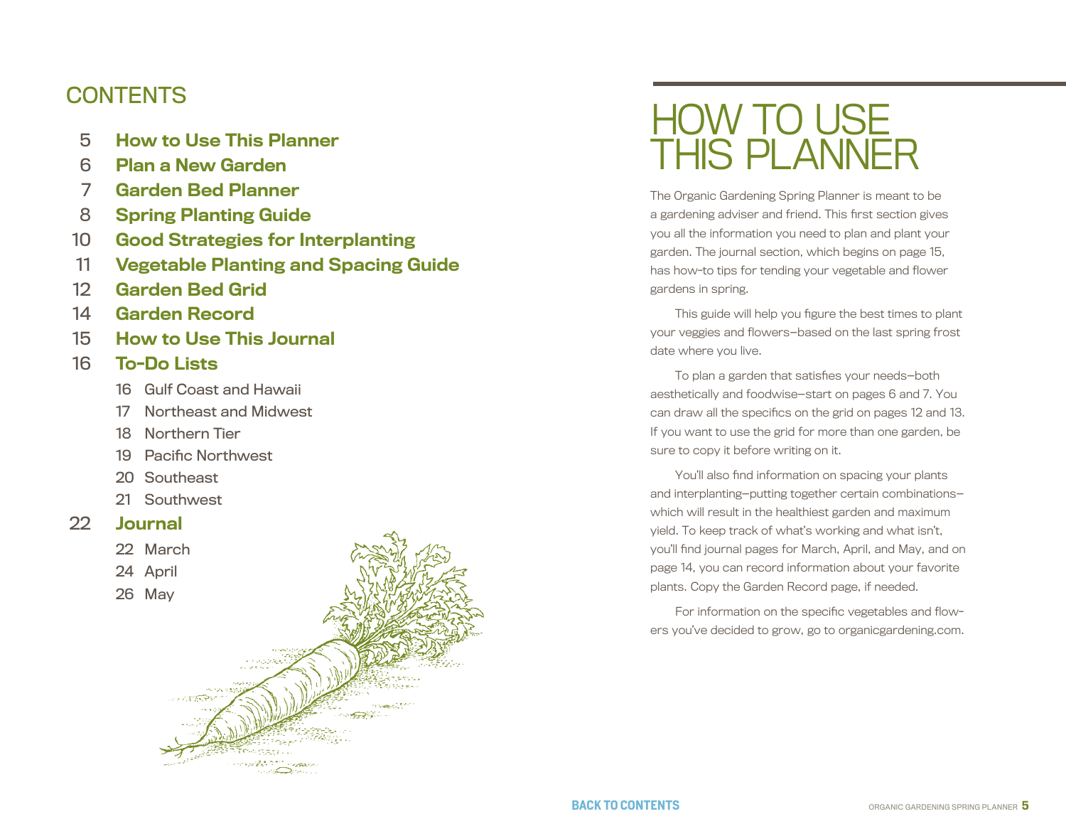## CONTENTS

- 5 **How to Use This Planner**
- 6 **Plan a New Garden**
- 7 **Garden Bed Planner**
- 8 **Spring Planting Guide**
- 10 **Good Strategies for Interplanting**
- 11 **Vegetable Planting and Spacing Guide**
- 12 **Garden Bed Grid**
- 14 **Garden Record**
- 15 **How to Use This Journal**
- 16 **To-Do Lists**
  - 16 Gulf Coast and Hawaii
  - 17 Northeast and Midwest
  - 18 Northern Tier
  - 19 Pacific Northwest
  - 20 Southeast
  - 21 Southwest
- 22 **Journal**
  - 22 March
  - 24 April
  - 26 May

# HOW TO USE THIS PLANNER

The Organic Gardening Spring Planner is meant to be a gardening adviser and friend. This first section gives you all the information you need to plan and plant your garden. The journal section, which begins on page 15, has how-to tips for tending your vegetable and flower gardens in spring.

This guide will help you figure the best times to plant your veggies and flowers—based on the last spring frost date where you live.

To plan a garden that satisfies your needs—both aesthetically and foodwise—start on pages 6 and 7. You can draw all the specifics on the grid on pages 12 and 13. If you want to use the grid for more than one garden, be sure to copy it before writing on it.

You'll also find information on spacing your plants and interplanting—putting together certain combinations—which will result in the healthiest garden and maximum yield. To keep track of what's working and what isn't, you'll find journal pages for March, April, and May, and on page 14, you can record information about your favorite plants. Copy the Garden Record page, if needed.

For information on the specific vegetables and flowers you've decided to grow, go to organicgardening.com.

BACK TO CONTENTS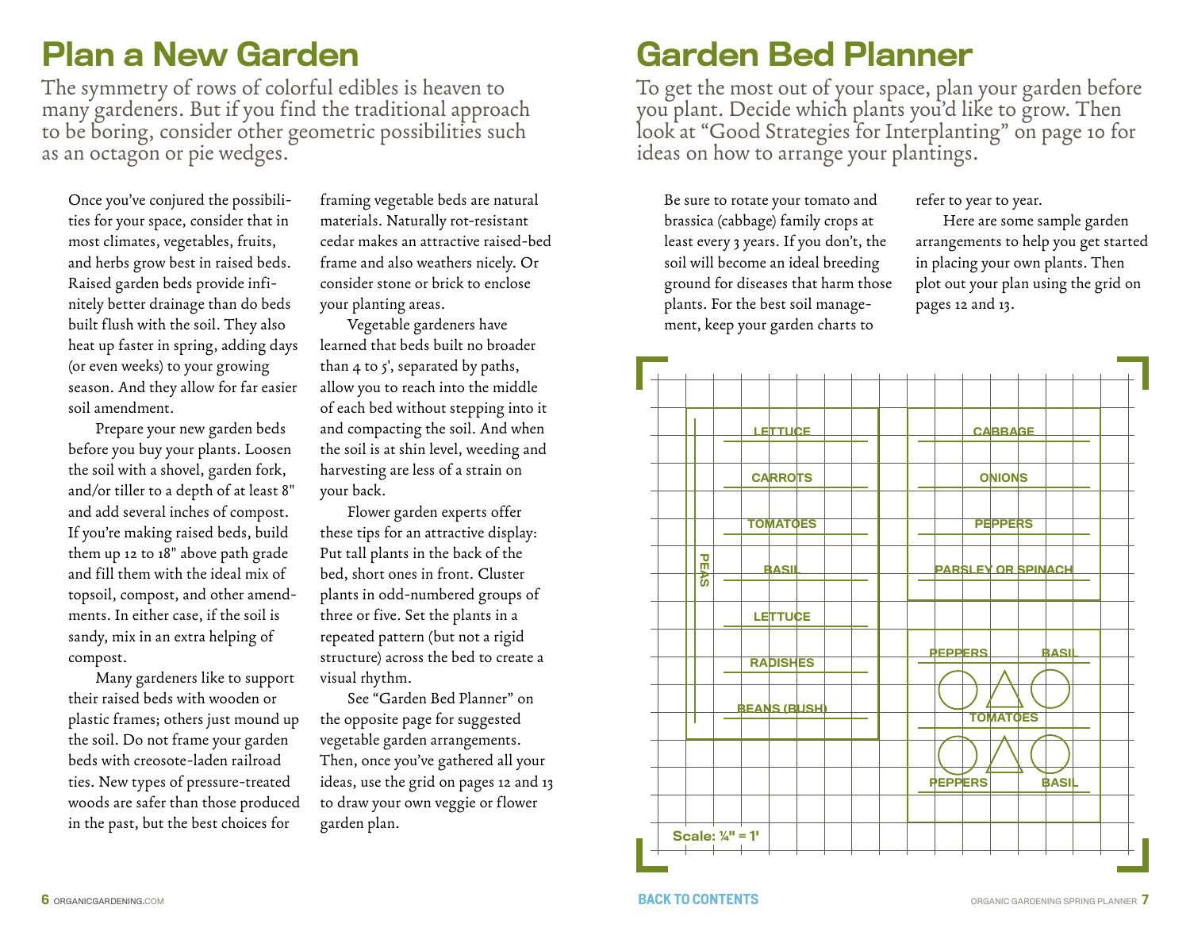# Plan a New Garden

The symmetry of rows of colorful edibles is heaven to many gardeners. But if you find the traditional approach to be boring, consider other geometric possibilities such as an octagon or pie wedges.

Once you've conjured the possibilities for your space, consider that in most climates, vegetables, fruits, and herbs grow best in raised beds. Raised garden beds provide infinitely better drainage than do beds built flush with the soil. They also heat up faster in spring, adding days (or even weeks) to your growing season. And they allow for far easier soil amendment.

Prepare your new garden beds before you buy your plants. Loosen the soil with a shovel, garden fork, and/or tiller to a depth of at least 8" and add several inches of compost. If you're making raised beds, build them up 12 to 18" above path grade and fill them with the ideal mix of topsoil, compost, and other amendments. In either case, if the soil is sandy, mix in an extra helping of compost.

Many gardeners like to support their raised beds with wooden or plastic frames; others just mound up the soil. Do not frame your garden beds with creosote-laden railroad ties. New types of pressure-treated woods are safer than those produced in the past, but the best choices for framing vegetable beds are natural materials. Naturally rot-resistant cedar makes an attractive raised-bed frame and also weathers nicely. Or consider stone or brick to enclose your planting areas.

Vegetable gardeners have learned that beds built no broader than 4 to 5', separated by paths, allow you to reach into the middle of each bed without stepping into it and compacting the soil. And when the soil is at shin level, weeding and harvesting are less of a strain on your back.

Flower garden experts offer these tips for an attractive display: Put tall plants in the back of the bed, short ones in front. Cluster plants in odd-numbered groups of three or five. Set the plants in a repeated pattern (but not a rigid structure) across the bed to create a visual rhythm.

See "Garden Bed Planner" on the opposite page for suggested vegetable garden arrangements. Then, once you've gathered all your ideas, use the grid on pages 12 and 13 to draw your own veggie or flower garden plan.

# Garden Bed Planner

To get the most out of your space, plan your garden before you plant. Decide which plants you'd like to grow. Then look at "Good Strategies for Interplanting" on page 10 for ideas on how to arrange your plantings.

Be sure to rotate your tomato and brassica (cabbage) family crops at least every 3 years. If you don't, the soil will become an ideal breeding ground for diseases that harm those plants. For the best soil management, keep your garden charts to refer to year to year.

Here are some sample garden arrangements to help you get started in placing your own plants. Then plot out your plan using the grid on pages 12 and 13.

PEAS
LETTUCE
CARROTS
TOMATOES
BASIL
LETTUCE
RADISHES
BEANS (BUSH)

CABBAGE
ONIONS
PEPPERS
PARSLEY OR SPINACH

PEPPERS
BASIL
TOMATOES
PEPPERS
BASIL

Scale: ¼" = 1'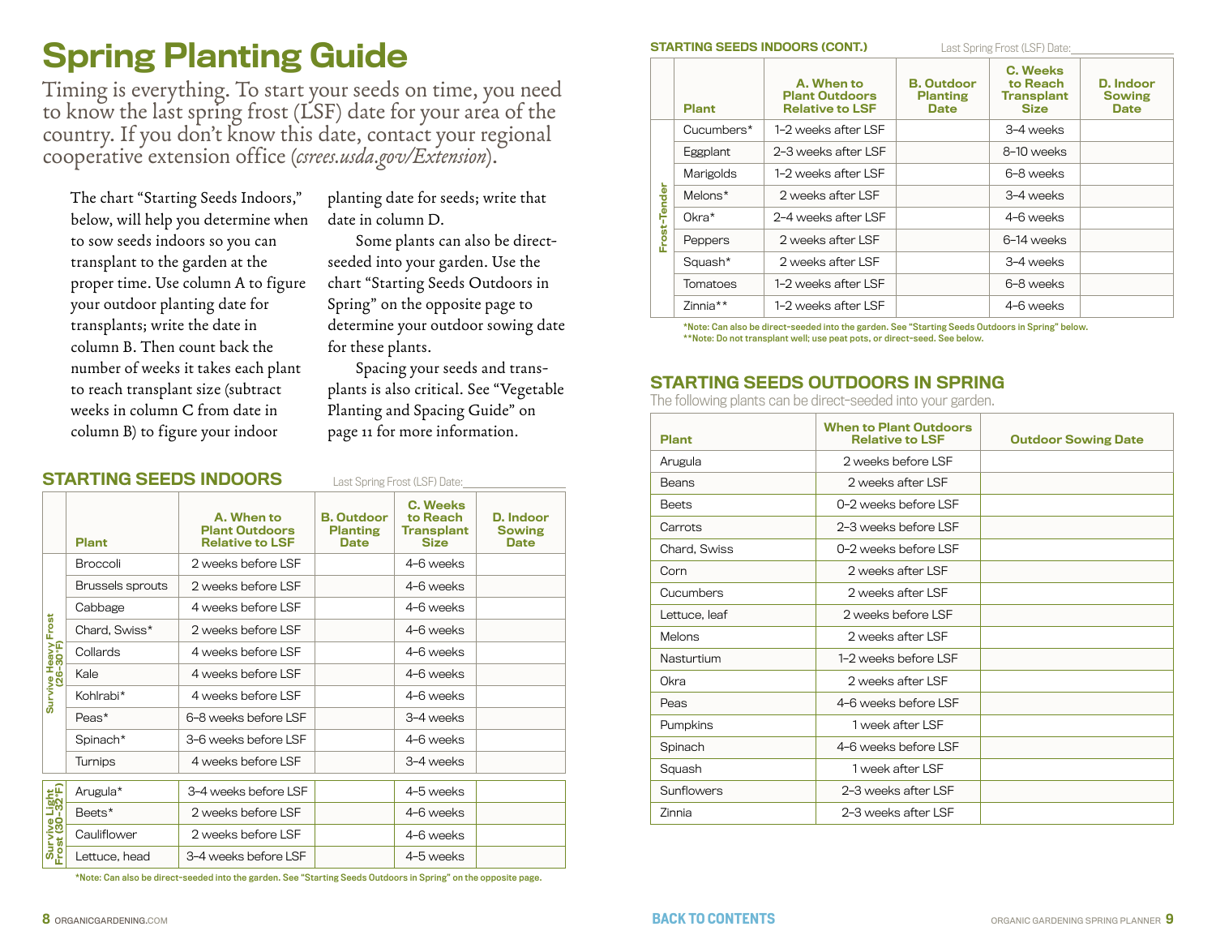# Spring Planting Guide

Timing is everything. To start your seeds on time, you need to know the last spring frost (LSF) date for your area of the country. If you don't know this date, contact your regional cooperative extension office (*csrees.usda.gov/Extension*).

The chart "Starting Seeds Indoors," below, will help you determine when to sow seeds indoors so you can transplant to the garden at the proper time. Use column A to figure your outdoor planting date for transplants; write the date in column B. Then count back the number of weeks it takes each plant to reach transplant size (subtract weeks in column C from date in column B) to figure your indoor planting date for seeds; write that date in column D.

Some plants can also be direct-seeded into your garden. Use the chart "Starting Seeds Outdoors in Spring" on the opposite page to determine your outdoor sowing date for these plants.

Spacing your seeds and transplants is also critical. See "Vegetable Planting and Spacing Guide" on page 11 for more information.

## STARTING SEEDS INDOORS

Last Spring Frost (LSF) Date:________

| | Plant | A. When to Plant Outdoors Relative to LSF | B. Outdoor Planting Date | C. Weeks to Reach Transplant Size | D. Indoor Sowing Date |
|---|---|---|---|---|---|
| Survive Heavy Frost (26–30°F) | Broccoli | 2 weeks before LSF | | 4–6 weeks | |
| | Brussels sprouts | 2 weeks before LSF | | 4–6 weeks | |
| | Cabbage | 4 weeks before LSF | | 4–6 weeks | |
| | Chard, Swiss* | 2 weeks before LSF | | 4–6 weeks | |
| | Collards | 4 weeks before LSF | | 4–6 weeks | |
| | Kale | 4 weeks before LSF | | 4–6 weeks | |
| | Kohlrabi* | 4 weeks before LSF | | 4–6 weeks | |
| | Peas* | 6–8 weeks before LSF | | 3–4 weeks | |
| | Spinach* | 3–6 weeks before LSF | | 4–6 weeks | |
| | Turnips | 4 weeks before LSF | | 3–4 weeks | |
| Survive Light Frost (30–32°F) | Arugula* | 3–4 weeks before LSF | | 4–5 weeks | |
| | Beets* | 2 weeks before LSF | | 4–6 weeks | |
| | Cauliflower | 2 weeks before LSF | | 4–6 weeks | |
| | Lettuce, head | 3–4 weeks before LSF | | 4–5 weeks | |

*Note: Can also be direct-seeded into the garden. See "Starting Seeds Outdoors in Spring" on the opposite page.

## STARTING SEEDS INDOORS (CONT.)

Last Spring Frost (LSF) Date:________

| | Plant | A. When to Plant Outdoors Relative to LSF | B. Outdoor Planting Date | C. Weeks to Reach Transplant Size | D. Indoor Sowing Date |
|---|---|---|---|---|---|
| Frost-Tender | Cucumbers* | 1–2 weeks after LSF | | 3–4 weeks | |
| | Eggplant | 2–3 weeks after LSF | | 8–10 weeks | |
| | Marigolds | 1–2 weeks after LSF | | 6–8 weeks | |
| | Melons* | 2 weeks after LSF | | 3–4 weeks | |
| | Okra* | 2–4 weeks after LSF | | 4–6 weeks | |
| | Peppers | 2 weeks after LSF | | 6–14 weeks | |
| | Squash* | 2 weeks after LSF | | 3–4 weeks | |
| | Tomatoes | 1–2 weeks after LSF | | 6–8 weeks | |
| | Zinnia** | 1–2 weeks after LSF | | 4–6 weeks | |

*Note: Can also be direct-seeded into the garden. See "Starting Seeds Outdoors in Spring" below.
**Note: Do not transplant well; use peat pots, or direct-seed. See below.

## STARTING SEEDS OUTDOORS IN SPRING

The following plants can be direct-seeded into your garden.

| Plant | When to Plant Outdoors Relative to LSF | Outdoor Sowing Date |
|---|---|---|
| Arugula | 2 weeks before LSF | |
| Beans | 2 weeks after LSF | |
| Beets | 0–2 weeks before LSF | |
| Carrots | 2–3 weeks before LSF | |
| Chard, Swiss | 0–2 weeks before LSF | |
| Corn | 2 weeks after LSF | |
| Cucumbers | 2 weeks after LSF | |
| Lettuce, leaf | 2 weeks before LSF | |
| Melons | 2 weeks after LSF | |
| Nasturtium | 1–2 weeks before LSF | |
| Okra | 2 weeks after LSF | |
| Peas | 4–6 weeks before LSF | |
| Pumpkins | 1 week after LSF | |
| Spinach | 4–6 weeks before LSF | |
| Squash | 1 week after LSF | |
| Sunflowers | 2–3 weeks after LSF | |
| Zinnia | 2–3 weeks after LSF | |

BACK TO CONTENTS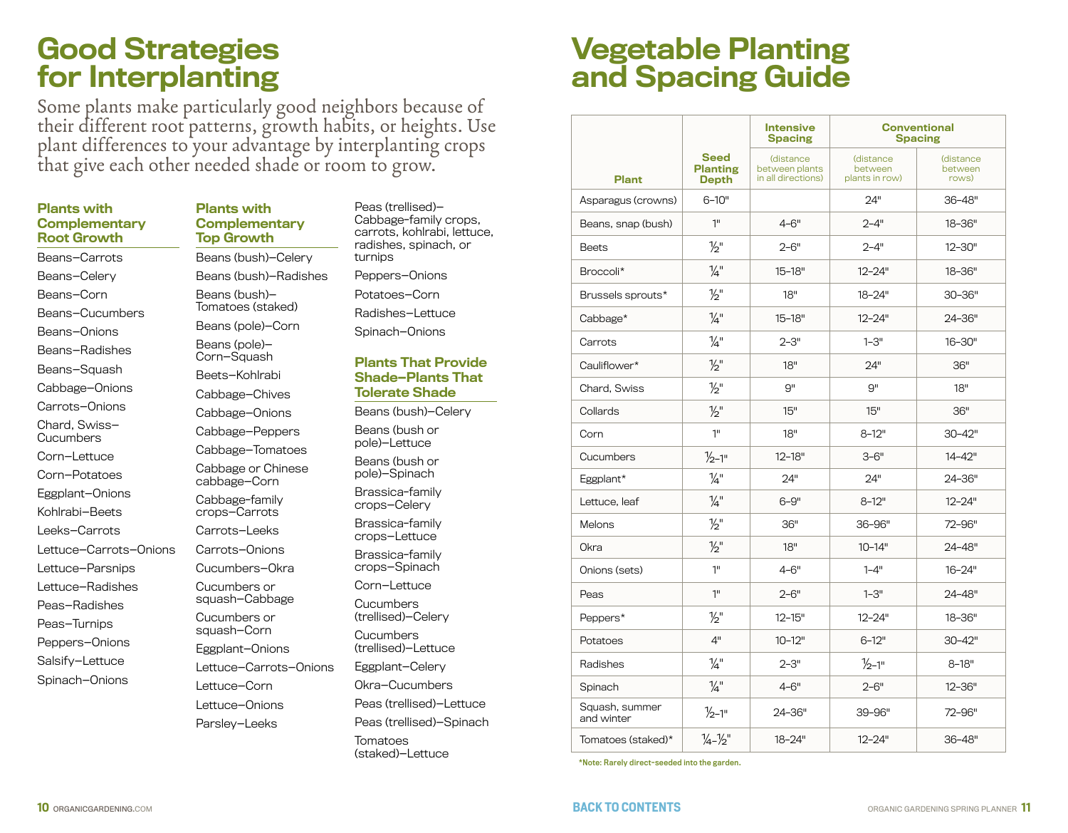# Good Strategies for Interplanting

Some plants make particularly good neighbors because of their different root patterns, growth habits, or heights. Use plant differences to your advantage by interplanting crops that give each other needed shade or room to grow.

### Plants with Complementary Root Growth

- Beans–Carrots
- Beans–Celery
- Beans–Corn
- Beans–Cucumbers
- Beans–Onions
- Beans–Radishes
- Beans–Squash
- Cabbage–Onions
- Carrots–Onions
- Chard, Swiss–Cucumbers
- Corn–Lettuce
- Corn–Potatoes
- Eggplant–Onions
- Kohlrabi–Beets
- Leeks–Carrots
- Lettuce–Carrots–Onions
- Lettuce–Parsnips
- Lettuce–Radishes
- Peas–Radishes
- Peas–Turnips
- Peppers–Onions
- Salsify–Lettuce
- Spinach–Onions

### Plants with Complementary Top Growth

- Beans (bush)–Celery
- Beans (bush)–Radishes
- Beans (bush)–Tomatoes (staked)
- Beans (pole)–Corn
- Beans (pole)–Corn–Squash
- Beets–Kohlrabi
- Cabbage–Chives
- Cabbage–Onions
- Cabbage–Peppers
- Cabbage–Tomatoes
- Cabbage or Chinese cabbage–Corn
- Cabbage-family crops–Carrots
- Carrots–Leeks
- Carrots–Onions
- Cucumbers–Okra
- Cucumbers or squash–Cabbage
- Cucumbers or squash–Corn
- Eggplant–Onions
- Lettuce–Carrots–Onions
- Lettuce–Corn
- Lettuce–Onions
- Parsley–Leeks
- Peas (trellised)–Cabbage-family crops, carrots, kohlrabi, lettuce, radishes, spinach, or turnips
- Peppers–Onions
- Potatoes–Corn
- Radishes–Lettuce
- Spinach–Onions

### Plants That Provide Shade–Plants That Tolerate Shade

- Beans (bush)–Celery
- Beans (bush or pole)–Lettuce
- Beans (bush or pole)–Spinach
- Brassica-family crops–Celery
- Brassica-family crops–Lettuce
- Brassica-family crops–Spinach
- Corn–Lettuce
- Cucumbers (trellised)–Celery
- Cucumbers (trellised)–Lettuce
- Eggplant–Celery
- Okra–Cucumbers
- Peas (trellised)–Lettuce
- Peas (trellised)–Spinach
- Tomatoes (staked)–Lettuce

# Vegetable Planting and Spacing Guide

| Plant | Seed Planting Depth | Intensive Spacing | Conventional Spacing | |
|---|---|---|---|---|
| | | (distance between plants in all directions) | (distance between plants in row) | (distance between rows) |
| Asparagus (crowns) | 6–10" | | 24" | 36–48" |
| Beans, snap (bush) | 1" | 4–6" | 2–4" | 18–36" |
| Beets | ½" | 2–6" | 2–4" | 12–30" |
| Broccoli* | ¼" | 15–18" | 12–24" | 18–36" |
| Brussels sprouts* | ½" | 18" | 18–24" | 30–36" |
| Cabbage* | ¼" | 15–18" | 12–24" | 24–36" |
| Carrots | ¼" | 2–3" | 1–3" | 16–30" |
| Cauliflower* | ½" | 18" | 24" | 36" |
| Chard, Swiss | ½" | 9" | 9" | 18" |
| Collards | ½" | 15" | 15" | 36" |
| Corn | 1" | 18" | 8–12" | 30–42" |
| Cucumbers | ½–1" | 12–18" | 3–6" | 14–42" |
| Eggplant* | ¼" | 24" | 24" | 24–36" |
| Lettuce, leaf | ¼" | 6–9" | 8–12" | 12–24" |
| Melons | ½" | 36" | 36–96" | 72–96" |
| Okra | ½" | 18" | 10–14" | 24–48" |
| Onions (sets) | 1" | 4–6" | 1–4" | 16–24" |
| Peas | 1" | 2–6" | 1–3" | 24–48" |
| Peppers* | ½" | 12–15" | 12–24" | 18–36" |
| Potatoes | 4" | 10–12" | 6–12" | 30–42" |
| Radishes | ¼" | 2–3" | ½–1" | 8–18" |
| Spinach | ¼" | 4–6" | 2–6" | 12–36" |
| Squash, summer and winter | ½–1" | 24–36" | 39–96" | 72–96" |
| Tomatoes (staked)* | ¼–½" | 18–24" | 12–24" | 36–48" |

*Note: Rarely direct-seeded into the garden.

BACK TO CONTENTS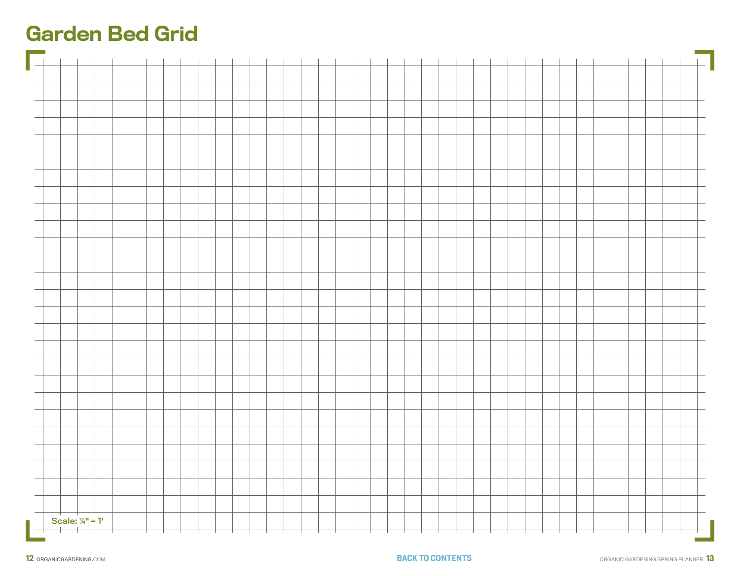# Garden Bed Grid

Scale: ¼" = 1'

BACK TO CONTENTS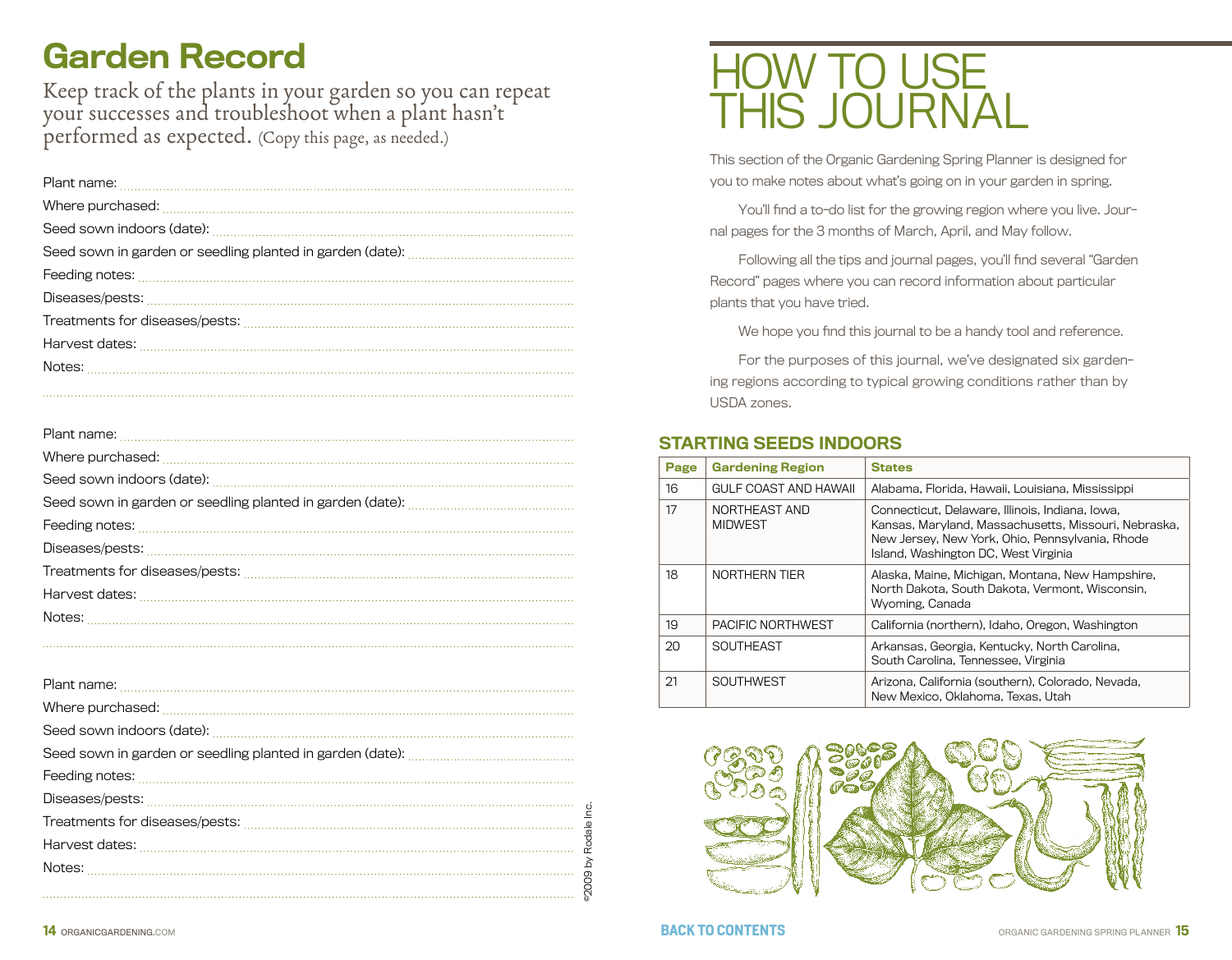# Garden Record

Keep track of the plants in your garden so you can repeat your successes and troubleshoot when a plant hasn't performed as expected. (Copy this page, as needed.)

Plant name: ...............................................................

Where purchased: ...............................................................

Seed sown indoors (date): ...............................................................

Seed sown in garden or seedling planted in garden (date): ...............................................................

Feeding notes: ...............................................................

Diseases/pests: ...............................................................

Treatments for diseases/pests: ...............................................................

Harvest dates: ...............................................................

Notes: ...............................................................

...............................................................

Plant name: ...............................................................

Where purchased: ...............................................................

Seed sown indoors (date): ...............................................................

Seed sown in garden or seedling planted in garden (date): ...............................................................

Feeding notes: ...............................................................

Diseases/pests: ...............................................................

Treatments for diseases/pests: ...............................................................

Harvest dates: ...............................................................

Notes: ...............................................................

...............................................................

Plant name: ...............................................................

Where purchased: ...............................................................

Seed sown indoors (date): ...............................................................

Seed sown in garden or seedling planted in garden (date): ...............................................................

Feeding notes: ...............................................................

Diseases/pests: ...............................................................

Treatments for diseases/pests: ...............................................................

Harvest dates: ...............................................................

Notes: ...............................................................

...............................................................

©2009 by Rodale Inc.

# HOW TO USE THIS JOURNAL

This section of the Organic Gardening Spring Planner is designed for you to make notes about what's going on in your garden in spring.

You'll find a to-do list for the growing region where you live. Journal pages for the 3 months of March, April, and May follow.

Following all the tips and journal pages, you'll find several "Garden Record" pages where you can record information about particular plants that you have tried.

We hope you find this journal to be a handy tool and reference.

For the purposes of this journal, we've designated six gardening regions according to typical growing conditions rather than by USDA zones.

## STARTING SEEDS INDOORS

| Page | Gardening Region | States |
|---|---|---|
| 16 | GULF COAST AND HAWAII | Alabama, Florida, Hawaii, Louisiana, Mississippi |
| 17 | NORTHEAST AND MIDWEST | Connecticut, Delaware, Illinois, Indiana, Iowa, Kansas, Maryland, Massachusetts, Missouri, Nebraska, New Jersey, New York, Ohio, Pennsylvania, Rhode Island, Washington DC, West Virginia |
| 18 | NORTHERN TIER | Alaska, Maine, Michigan, Montana, New Hampshire, North Dakota, South Dakota, Vermont, Wisconsin, Wyoming, Canada |
| 19 | PACIFIC NORTHWEST | California (northern), Idaho, Oregon, Washington |
| 20 | SOUTHEAST | Arkansas, Georgia, Kentucky, North Carolina, South Carolina, Tennessee, Virginia |
| 21 | SOUTHWEST | Arizona, California (southern), Colorado, Nevada, New Mexico, Oklahoma, Texas, Utah |

BACK TO CONTENTS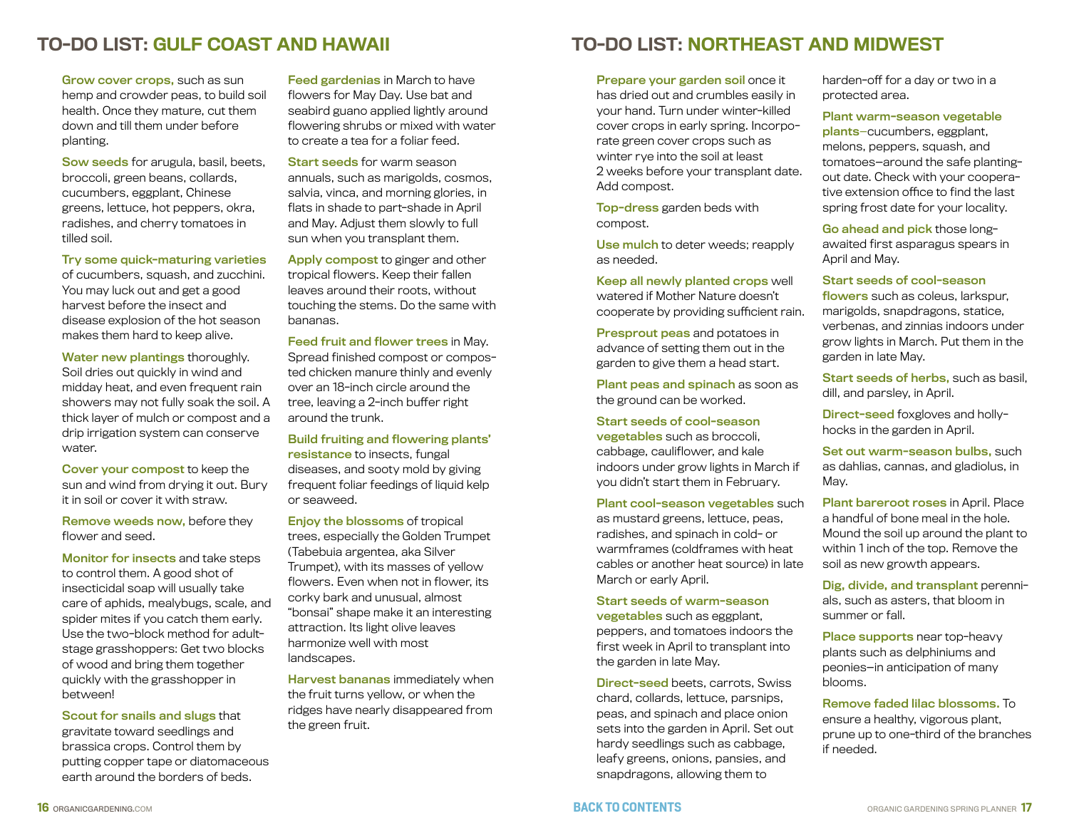## TO-DO LIST: GULF COAST AND HAWAII

**Grow cover crops,** such as sun hemp and crowder peas, to build soil health. Once they mature, cut them down and till them under before planting.

**Sow seeds** for arugula, basil, beets, broccoli, green beans, collards, cucumbers, eggplant, Chinese greens, lettuce, hot peppers, okra, radishes, and cherry tomatoes in tilled soil.

**Try some quick-maturing varieties** of cucumbers, squash, and zucchini. You may luck out and get a good harvest before the insect and disease explosion of the hot season makes them hard to keep alive.

**Water new plantings** thoroughly. Soil dries out quickly in wind and midday heat, and even frequent rain showers may not fully soak the soil. A thick layer of mulch or compost and a drip irrigation system can conserve water.

**Cover your compost** to keep the sun and wind from drying it out. Bury it in soil or cover it with straw.

**Remove weeds now,** before they flower and seed.

**Monitor for insects** and take steps to control them. A good shot of insecticidal soap will usually take care of aphids, mealybugs, scale, and spider mites if you catch them early. Use the two-block method for adult-stage grasshoppers: Get two blocks of wood and bring them together quickly with the grasshopper in between!

**Scout for snails and slugs** that gravitate toward seedlings and brassica crops. Control them by putting copper tape or diatomaceous earth around the borders of beds.

**Feed gardenias** in March to have flowers for May Day. Use bat and seabird guano applied lightly around flowering shrubs or mixed with water to create a tea for a foliar feed.

**Start seeds** for warm season annuals, such as marigolds, cosmos, salvia, vinca, and morning glories, in flats in shade to part-shade in April and May. Adjust them slowly to full sun when you transplant them.

**Apply compost** to ginger and other tropical flowers. Keep their fallen leaves around their roots, without touching the stems. Do the same with bananas.

**Feed fruit and flower trees** in May. Spread finished compost or composted chicken manure thinly and evenly over an 18-inch circle around the tree, leaving a 2-inch buffer right around the trunk.

**Build fruiting and flowering plants' resistance** to insects, fungal diseases, and sooty mold by giving frequent foliar feedings of liquid kelp or seaweed.

**Enjoy the blossoms** of tropical trees, especially the Golden Trumpet (Tabebuia argentea, aka Silver Trumpet), with its masses of yellow flowers. Even when not in flower, its corky bark and unusual, almost "bonsai" shape make it an interesting attraction. Its light olive leaves harmonize well with most landscapes.

**Harvest bananas** immediately when the fruit turns yellow, or when the ridges have nearly disappeared from the green fruit.

## TO-DO LIST: NORTHEAST AND MIDWEST

**Prepare your garden soil** once it has dried out and crumbles easily in your hand. Turn under winter-killed cover crops in early spring. Incorporate green cover crops such as winter rye into the soil at least 2 weeks before your transplant date. Add compost.

**Top-dress** garden beds with compost.

**Use mulch** to deter weeds; reapply as needed.

**Keep all newly planted crops** well watered if Mother Nature doesn't cooperate by providing sufficient rain.

**Presprout peas** and potatoes in advance of setting them out in the garden to give them a head start.

**Plant peas and spinach** as soon as the ground can be worked.

**Start seeds of cool-season vegetables** such as broccoli, cabbage, cauliflower, and kale indoors under grow lights in March if you didn't start them in February.

**Plant cool-season vegetables** such as mustard greens, lettuce, peas, radishes, and spinach in cold- or warmframes (coldframes with heat cables or another heat source) in late March or early April.

**Start seeds of warm-season vegetables** such as eggplant, peppers, and tomatoes indoors the first week in April to transplant into the garden in late May.

**Direct-seed** beets, carrots, Swiss chard, collards, lettuce, parsnips, peas, and spinach and place onion sets into the garden in April. Set out hardy seedlings such as cabbage, leafy greens, onions, pansies, and snapdragons, allowing them to harden-off for a day or two in a protected area.

**Plant warm-season vegetable plants**—cucumbers, eggplant, melons, peppers, squash, and tomatoes—around the safe planting-out date. Check with your cooperative extension office to find the last spring frost date for your locality.

**Go ahead and pick** those long-awaited first asparagus spears in April and May.

**Start seeds of cool-season flowers** such as coleus, larkspur, marigolds, snapdragons, statice, verbenas, and zinnias indoors under grow lights in March. Put them in the garden in late May.

**Start seeds of herbs,** such as basil, dill, and parsley, in April.

**Direct-seed** foxgloves and hollyhocks in the garden in April.

**Set out warm-season bulbs,** such as dahlias, cannas, and gladiolus, in May.

**Plant bareroot roses** in April. Place a handful of bone meal in the hole. Mound the soil up around the plant to within 1 inch of the top. Remove the soil as new growth appears.

**Dig, divide, and transplant** perennials, such as asters, that bloom in summer or fall.

**Place supports** near top-heavy plants such as delphiniums and peonies—in anticipation of many blooms.

**Remove faded lilac blossoms.** To ensure a healthy, vigorous plant, prune up to one-third of the branches if needed.

BACK TO CONTENTS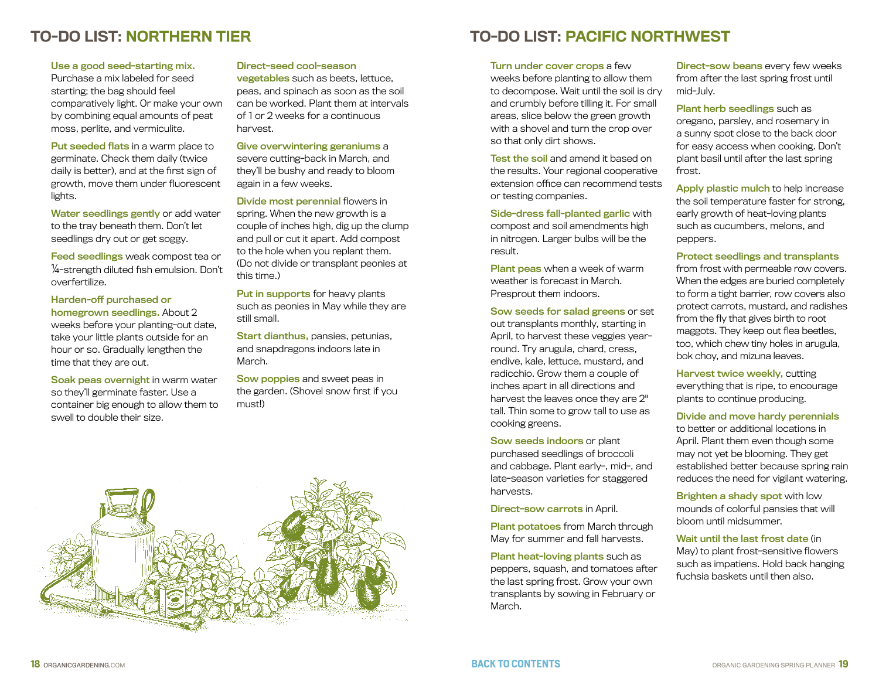## TO-DO LIST: NORTHERN TIER

**Use a good seed-starting mix.** Purchase a mix labeled for seed starting; the bag should feel comparatively light. Or make your own by combining equal amounts of peat moss, perlite, and vermiculite.

**Put seeded flats** in a warm place to germinate. Check them daily (twice daily is better), and at the first sign of growth, move them under fluorescent lights.

**Water seedlings gently** or add water to the tray beneath them. Don't let seedlings dry out or get soggy.

**Feed seedlings** weak compost tea or ¼-strength diluted fish emulsion. Don't overfertilize.

**Harden-off purchased or homegrown seedlings.** About 2 weeks before your planting-out date, take your little plants outside for an hour or so. Gradually lengthen the time that they are out.

**Soak peas overnight** in warm water so they'll germinate faster. Use a container big enough to allow them to swell to double their size.

**Direct-seed cool-season vegetables** such as beets, lettuce, peas, and spinach as soon as the soil can be worked. Plant them at intervals of 1 or 2 weeks for a continuous harvest.

**Give overwintering geraniums** a severe cutting-back in March, and they'll be bushy and ready to bloom again in a few weeks.

**Divide most perennial** flowers in spring. When the new growth is a couple of inches high, dig up the clump and pull or cut it apart. Add compost to the hole when you replant them. (Do not divide or transplant peonies at this time.)

**Put in supports** for heavy plants such as peonies in May while they are still small.

**Start dianthus,** pansies, petunias, and snapdragons indoors late in March.

**Sow poppies** and sweet peas in the garden. (Shovel snow first if you must!)

## TO-DO LIST: PACIFIC NORTHWEST

**Turn under cover crops** a few weeks before planting to allow them to decompose. Wait until the soil is dry and crumbly before tilling it. For small areas, slice below the green growth with a shovel and turn the crop over so that only dirt shows.

**Test the soil** and amend it based on the results. Your regional cooperative extension office can recommend tests or testing companies.

**Side-dress fall-planted garlic** with compost and soil amendments high in nitrogen. Larger bulbs will be the result.

**Plant peas** when a week of warm weather is forecast in March. Presprout them indoors.

**Sow seeds for salad greens** or set out transplants monthly, starting in April, to harvest these veggies year-round. Try arugula, chard, cress, endive, kale, lettuce, mustard, and radicchio. Grow them a couple of inches apart in all directions and harvest the leaves once they are 2" tall. Thin some to grow tall to use as cooking greens.

**Sow seeds indoors** or plant purchased seedlings of broccoli and cabbage. Plant early-, mid-, and late-season varieties for staggered harvests.

**Direct-sow carrots** in April.

**Plant potatoes** from March through May for summer and fall harvests.

**Plant heat-loving plants** such as peppers, squash, and tomatoes after the last spring frost. Grow your own transplants by sowing in February or March.

**Direct-sow beans** every few weeks from after the last spring frost until mid-July.

**Plant herb seedlings** such as oregano, parsley, and rosemary in a sunny spot close to the back door for easy access when cooking. Don't plant basil until after the last spring frost.

**Apply plastic mulch** to help increase the soil temperature faster for strong, early growth of heat-loving plants such as cucumbers, melons, and peppers.

**Protect seedlings and transplants** from frost with permeable row covers. When the edges are buried completely to form a tight barrier, row covers also protect carrots, mustard, and radishes from the fly that gives birth to root maggots. They keep out flea beetles, too, which chew tiny holes in arugula, bok choy, and mizuna leaves.

**Harvest twice weekly,** cutting everything that is ripe, to encourage plants to continue producing.

**Divide and move hardy perennials** to better or additional locations in April. Plant them even though some may not yet be blooming. They get established better because spring rain reduces the need for vigilant watering.

**Brighten a shady spot** with low mounds of colorful pansies that will bloom until midsummer.

**Wait until the last frost date** (in May) to plant frost-sensitive flowers such as impatiens. Hold back hanging fuchsia baskets until then also.

BACK TO CONTENTS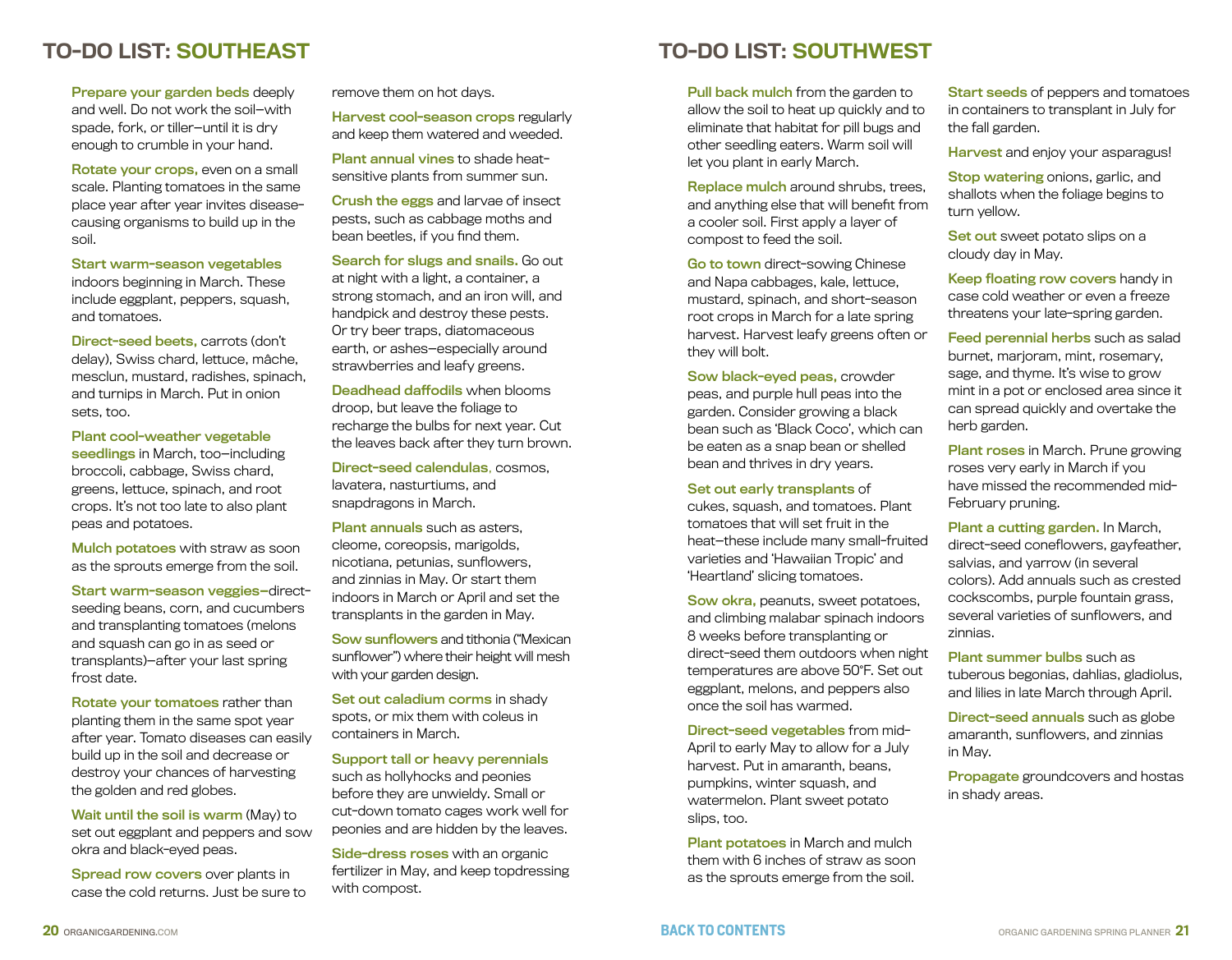## TO-DO LIST: SOUTHEAST

**Prepare your garden beds** deeply and well. Do not work the soil—with spade, fork, or tiller—until it is dry enough to crumble in your hand.

**Rotate your crops,** even on a small scale. Planting tomatoes in the same place year after year invites disease-causing organisms to build up in the soil.

**Start warm-season vegetables** indoors beginning in March. These include eggplant, peppers, squash, and tomatoes.

**Direct-seed beets,** carrots (don't delay), Swiss chard, lettuce, mâche, mesclun, mustard, radishes, spinach, and turnips in March. Put in onion sets, too.

**Plant cool-weather vegetable seedlings** in March, too—including broccoli, cabbage, Swiss chard, greens, lettuce, spinach, and root crops. It's not too late to also plant peas and potatoes.

**Mulch potatoes** with straw as soon as the sprouts emerge from the soil.

**Start warm-season veggies**—direct-seeding beans, corn, and cucumbers and transplanting tomatoes (melons and squash can go in as seed or transplants)—after your last spring frost date.

**Rotate your tomatoes** rather than planting them in the same spot year after year. Tomato diseases can easily build up in the soil and decrease or destroy your chances of harvesting the golden and red globes.

**Wait until the soil is warm** (May) to set out eggplant and peppers and sow okra and black-eyed peas.

**Spread row covers** over plants in case the cold returns. Just be sure to remove them on hot days.

**Harvest cool-season crops** regularly and keep them watered and weeded.

**Plant annual vines** to shade heat-sensitive plants from summer sun.

**Crush the eggs** and larvae of insect pests, such as cabbage moths and bean beetles, if you find them.

**Search for slugs and snails.** Go out at night with a light, a container, a strong stomach, and an iron will, and handpick and destroy these pests. Or try beer traps, diatomaceous earth, or ashes—especially around strawberries and leafy greens.

**Deadhead daffodils** when blooms droop, but leave the foliage to recharge the bulbs for next year. Cut the leaves back after they turn brown.

**Direct-seed calendulas,** cosmos, lavatera, nasturtiums, and snapdragons in March.

**Plant annuals** such as asters, cleome, coreopsis, marigolds, nicotiana, petunias, sunflowers, and zinnias in May. Or start them indoors in March or April and set the transplants in the garden in May.

**Sow sunflowers** and tithonia ("Mexican sunflower") where their height will mesh with your garden design.

**Set out caladium corms** in shady spots, or mix them with coleus in containers in March.

**Support tall or heavy perennials** such as hollyhocks and peonies before they are unwieldy. Small or cut-down tomato cages work well for peonies and are hidden by the leaves.

**Side-dress roses** with an organic fertilizer in May, and keep topdressing with compost.

## TO-DO LIST: SOUTHWEST

**Pull back mulch** from the garden to allow the soil to heat up quickly and to eliminate that habitat for pill bugs and other seedling eaters. Warm soil will let you plant in early March.

**Replace mulch** around shrubs, trees, and anything else that will benefit from a cooler soil. First apply a layer of compost to feed the soil.

**Go to town** direct-sowing Chinese and Napa cabbages, kale, lettuce, mustard, spinach, and short-season root crops in March for a late spring harvest. Harvest leafy greens often or they will bolt.

**Sow black-eyed peas,** crowder peas, and purple hull peas into the garden. Consider growing a black bean such as 'Black Coco', which can be eaten as a snap bean or shelled bean and thrives in dry years.

**Set out early transplants** of cukes, squash, and tomatoes. Plant tomatoes that will set fruit in the heat—these include many small-fruited varieties and 'Hawaiian Tropic' and 'Heartland' slicing tomatoes.

**Sow okra,** peanuts, sweet potatoes, and climbing malabar spinach indoors 8 weeks before transplanting or direct-seed them outdoors when night temperatures are above 50°F. Set out eggplant, melons, and peppers also once the soil has warmed.

**Direct-seed vegetables** from mid-April to early May to allow for a July harvest. Put in amaranth, beans, pumpkins, winter squash, and watermelon. Plant sweet potato slips, too.

**Plant potatoes** in March and mulch them with 6 inches of straw as soon as the sprouts emerge from the soil.

**Start seeds** of peppers and tomatoes in containers to transplant in July for the fall garden.

**Harvest** and enjoy your asparagus!

**Stop watering** onions, garlic, and shallots when the foliage begins to turn yellow.

**Set out** sweet potato slips on a cloudy day in May.

**Keep floating row covers** handy in case cold weather or even a freeze threatens your late-spring garden.

**Feed perennial herbs** such as salad burnet, marjoram, mint, rosemary, sage, and thyme. It's wise to grow mint in a pot or enclosed area since it can spread quickly and overtake the herb garden.

**Plant roses** in March. Prune growing roses very early in March if you have missed the recommended mid-February pruning.

**Plant a cutting garden.** In March, direct-seed coneflowers, gayfeather, salvias, and yarrow (in several colors). Add annuals such as crested cockscombs, purple fountain grass, several varieties of sunflowers, and zinnias.

**Plant summer bulbs** such as tuberous begonias, dahlias, gladiolus, and lilies in late March through April.

**Direct-seed annuals** such as globe amaranth, sunflowers, and zinnias in May.

**Propagate** groundcovers and hostas in shady areas.

BACK TO CONTENTS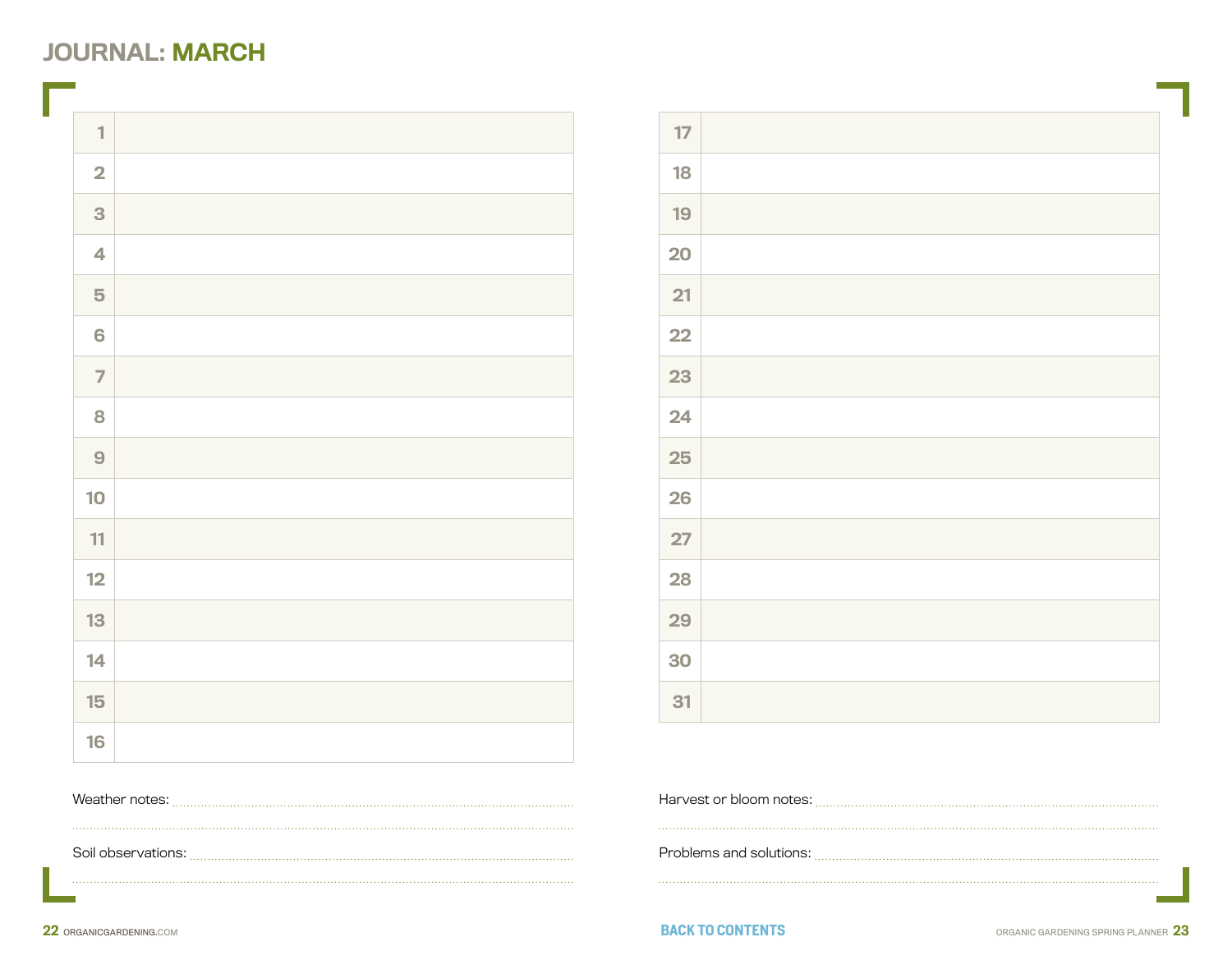# JOURNAL: MARCH

| | |
|---|---|
| 1 | |
| 2 | |
| 3 | |
| 4 | |
| 5 | |
| 6 | |
| 7 | |
| 8 | |
| 9 | |
| 10 | |
| 11 | |
| 12 | |
| 13 | |
| 14 | |
| 15 | |
| 16 | |

| | |
|---|---|
| 17 | |
| 18 | |
| 19 | |
| 20 | |
| 21 | |
| 22 | |
| 23 | |
| 24 | |
| 25 | |
| 26 | |
| 27 | |
| 28 | |
| 29 | |
| 30 | |
| 31 | |

Weather notes: ..............................................................

..............................................................

Soil observations: ..............................................................

..............................................................

Harvest or bloom notes: ..............................................................

..............................................................

Problems and solutions: ..............................................................

..............................................................

BACK TO CONTENTS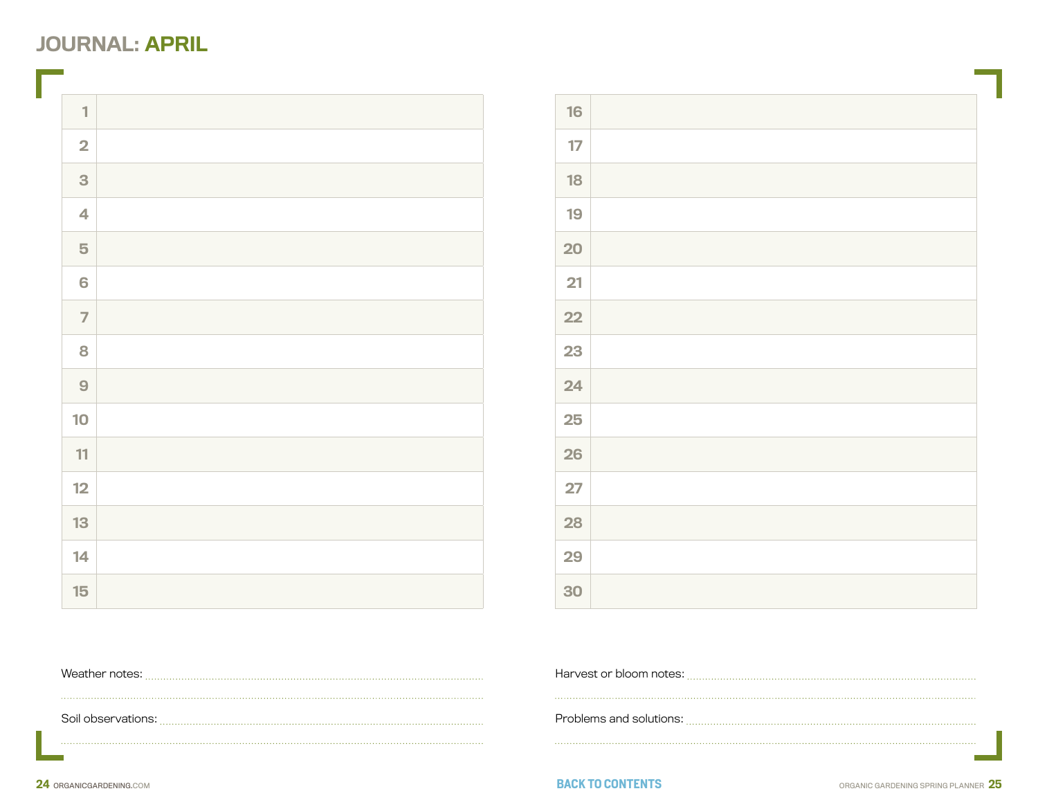# JOURNAL: APRIL

| | |
|---|---|
| 1 | |
| 2 | |
| 3 | |
| 4 | |
| 5 | |
| 6 | |
| 7 | |
| 8 | |
| 9 | |
| 10 | |
| 11 | |
| 12 | |
| 13 | |
| 14 | |
| 15 | |

| | |
|---|---|
| 16 | |
| 17 | |
| 18 | |
| 19 | |
| 20 | |
| 21 | |
| 22 | |
| 23 | |
| 24 | |
| 25 | |
| 26 | |
| 27 | |
| 28 | |
| 29 | |
| 30 | |

Weather notes: ............................................................

Soil observations: ............................................................

Harvest or bloom notes: ............................................................

Problems and solutions: ............................................................

BACK TO CONTENTS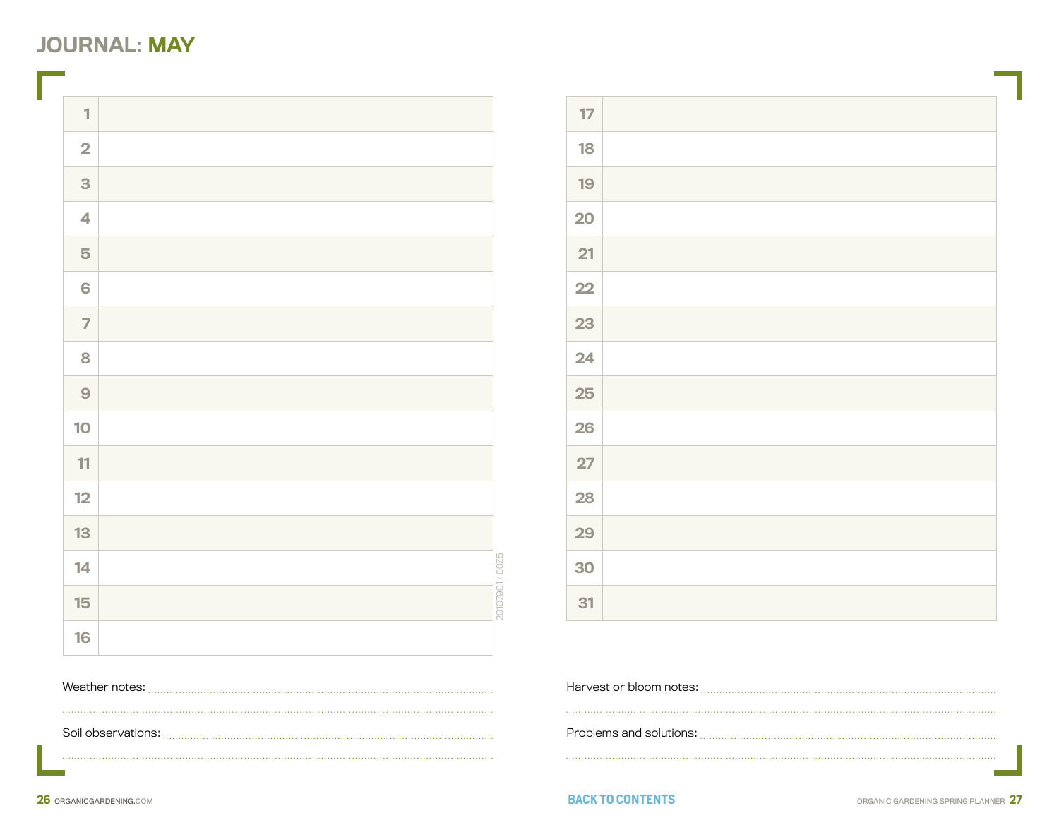# JOURNAL: MAY

| | |
|---|---|
| 1 | |
| 2 | |
| 3 | |
| 4 | |
| 5 | |
| 6 | |
| 7 | |
| 8 | |
| 9 | |
| 10 | |
| 11 | |
| 12 | |
| 13 | |
| 14 | |
| 15 | |
| 16 | |

Weather notes:

Soil observations:

| | |
|---|---|
| 17 | |
| 18 | |
| 19 | |
| 20 | |
| 21 | |
| 22 | |
| 23 | |
| 24 | |
| 25 | |
| 26 | |
| 27 | |
| 28 | |
| 29 | |
| 30 | |
| 31 | |

Harvest or bloom notes:

Problems and solutions:

BACK TO CONTENTS